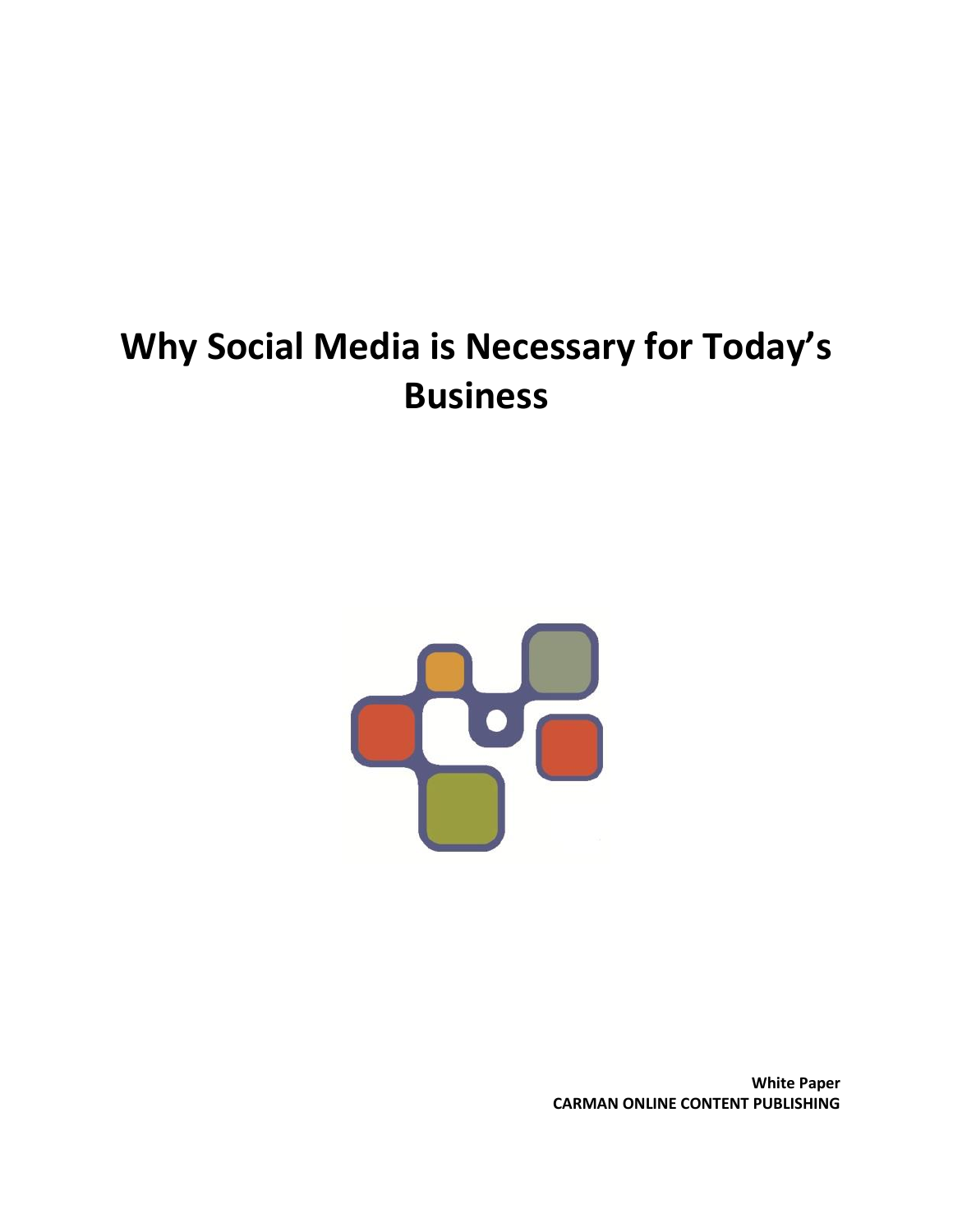# Why Social Media is Necessary for Today's Business

**White Paper**
**CARMAN ONLINE CONTENT PUBLISHING**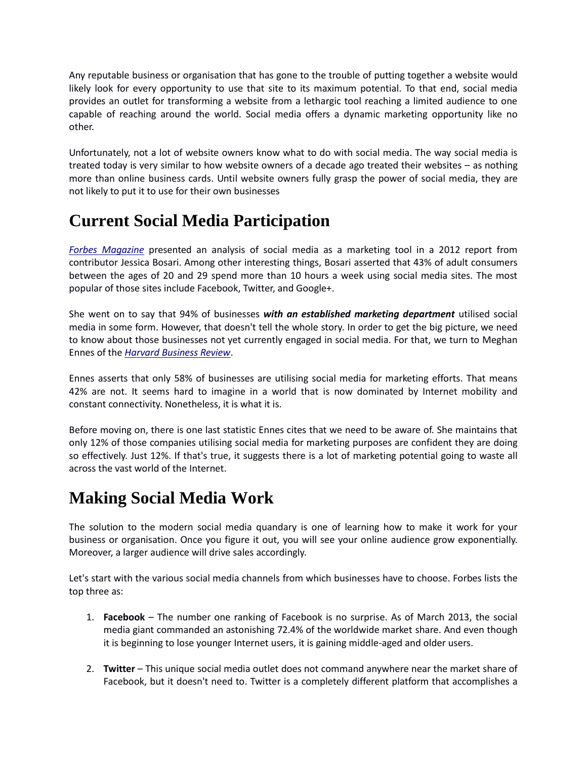Any reputable business or organisation that has gone to the trouble of putting together a website would likely look for every opportunity to use that site to its maximum potential. To that end, social media provides an outlet for transforming a website from a lethargic tool reaching a limited audience to one capable of reaching around the world. Social media offers a dynamic marketing opportunity like no other.

Unfortunately, not a lot of website owners know what to do with social media. The way social media is treated today is very similar to how website owners of a decade ago treated their websites – as nothing more than online business cards. Until website owners fully grasp the power of social media, they are not likely to put it to use for their own businesses

## Current Social Media Participation

*Forbes Magazine* presented an analysis of social media as a marketing tool in a 2012 report from contributor Jessica Bosari. Among other interesting things, Bosari asserted that 43% of adult consumers between the ages of 20 and 29 spend more than 10 hours a week using social media sites. The most popular of those sites include Facebook, Twitter, and Google+.

She went on to say that 94% of businesses ***with an established marketing department*** utilised social media in some form. However, that doesn't tell the whole story. In order to get the big picture, we need to know about those businesses not yet currently engaged in social media. For that, we turn to Meghan Ennes of the *Harvard Business Review*.

Ennes asserts that only 58% of businesses are utilising social media for marketing efforts. That means 42% are not. It seems hard to imagine in a world that is now dominated by Internet mobility and constant connectivity. Nonetheless, it is what it is.

Before moving on, there is one last statistic Ennes cites that we need to be aware of. She maintains that only 12% of those companies utilising social media for marketing purposes are confident they are doing so effectively. Just 12%. If that's true, it suggests there is a lot of marketing potential going to waste all across the vast world of the Internet.

## Making Social Media Work

The solution to the modern social media quandary is one of learning how to make it work for your business or organisation. Once you figure it out, you will see your online audience grow exponentially. Moreover, a larger audience will drive sales accordingly.

Let's start with the various social media channels from which businesses have to choose. Forbes lists the top three as:

1. **Facebook** – The number one ranking of Facebook is no surprise. As of March 2013, the social media giant commanded an astonishing 72.4% of the worldwide market share. And even though it is beginning to lose younger Internet users, it is gaining middle-aged and older users.

2. **Twitter** – This unique social media outlet does not command anywhere near the market share of Facebook, but it doesn't need to. Twitter is a completely different platform that accomplishes a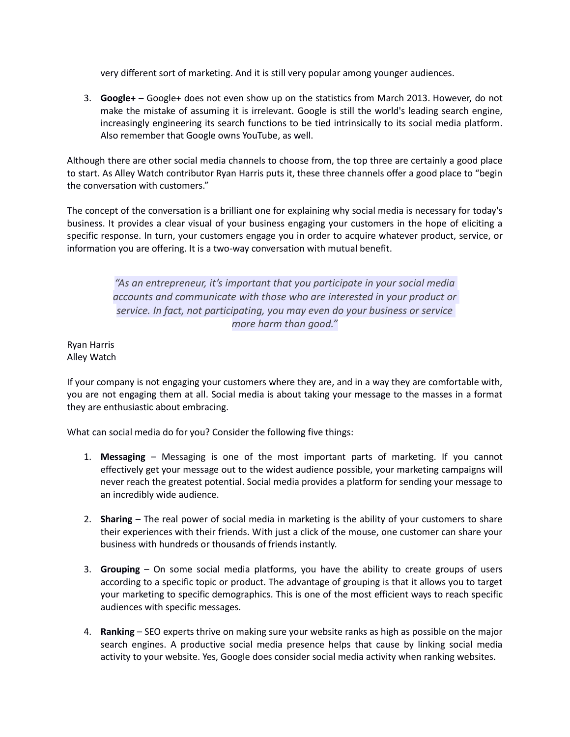very different sort of marketing. And it is still very popular among younger audiences.

3. **Google+** – Google+ does not even show up on the statistics from March 2013. However, do not make the mistake of assuming it is irrelevant. Google is still the world's leading search engine, increasingly engineering its search functions to be tied intrinsically to its social media platform. Also remember that Google owns YouTube, as well.

Although there are other social media channels to choose from, the top three are certainly a good place to start. As Alley Watch contributor Ryan Harris puts it, these three channels offer a good place to "begin the conversation with customers."

The concept of the conversation is a brilliant one for explaining why social media is necessary for today's business. It provides a clear visual of your business engaging your customers in the hope of eliciting a specific response. In turn, your customers engage you in order to acquire whatever product, service, or information you are offering. It is a two-way conversation with mutual benefit.

> *"As an entrepreneur, it's important that you participate in your social media accounts and communicate with those who are interested in your product or service. In fact, not participating, you may even do your business or service more harm than good."*

Ryan Harris
Alley Watch

If your company is not engaging your customers where they are, and in a way they are comfortable with, you are not engaging them at all. Social media is about taking your message to the masses in a format they are enthusiastic about embracing.

What can social media do for you? Consider the following five things:

1. **Messaging** – Messaging is one of the most important parts of marketing. If you cannot effectively get your message out to the widest audience possible, your marketing campaigns will never reach the greatest potential. Social media provides a platform for sending your message to an incredibly wide audience.

2. **Sharing** – The real power of social media in marketing is the ability of your customers to share their experiences with their friends. With just a click of the mouse, one customer can share your business with hundreds or thousands of friends instantly.

3. **Grouping** – On some social media platforms, you have the ability to create groups of users according to a specific topic or product. The advantage of grouping is that it allows you to target your marketing to specific demographics. This is one of the most efficient ways to reach specific audiences with specific messages.

4. **Ranking** – SEO experts thrive on making sure your website ranks as high as possible on the major search engines. A productive social media presence helps that cause by linking social media activity to your website. Yes, Google does consider social media activity when ranking websites.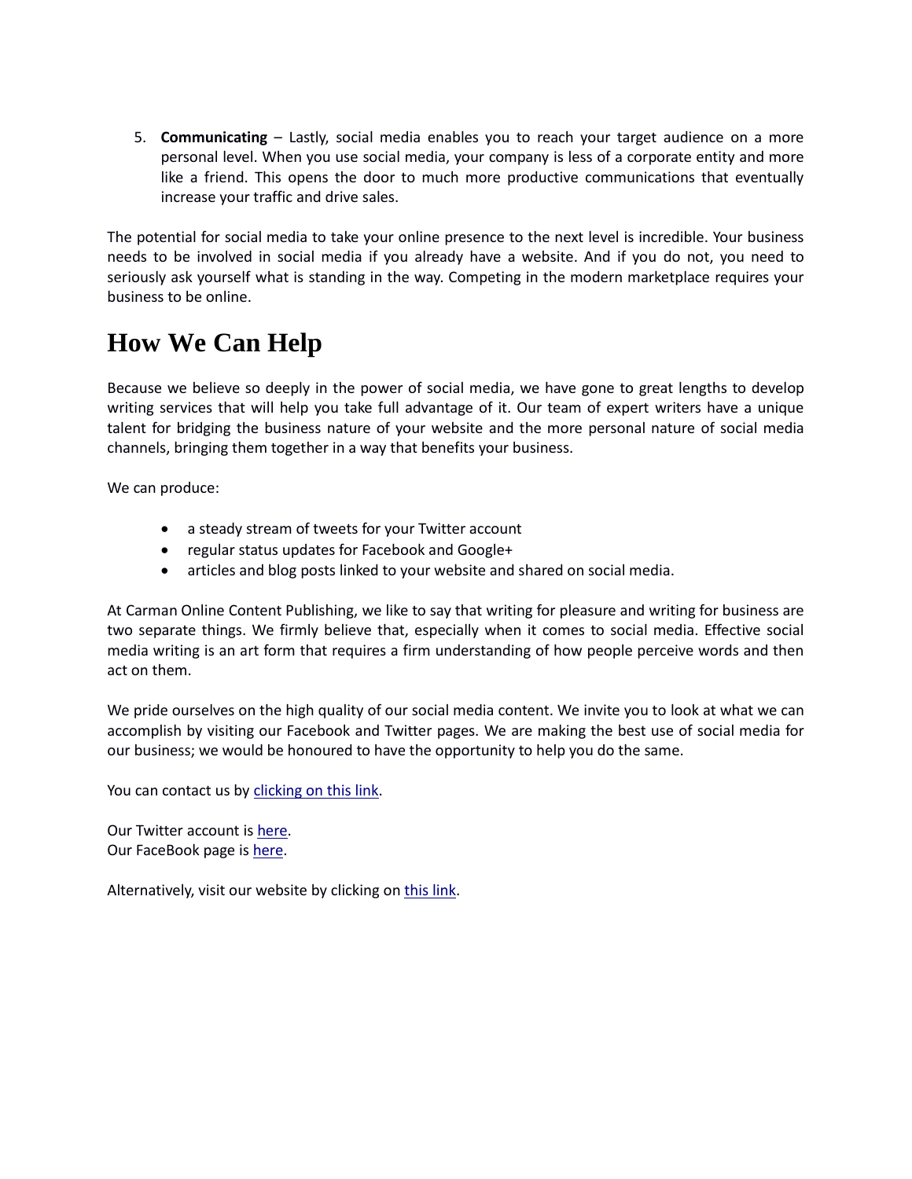5. **Communicating** – Lastly, social media enables you to reach your target audience on a more personal level. When you use social media, your company is less of a corporate entity and more like a friend. This opens the door to much more productive communications that eventually increase your traffic and drive sales.

The potential for social media to take your online presence to the next level is incredible. Your business needs to be involved in social media if you already have a website. And if you do not, you need to seriously ask yourself what is standing in the way. Competing in the modern marketplace requires your business to be online.

# How We Can Help

Because we believe so deeply in the power of social media, we have gone to great lengths to develop writing services that will help you take full advantage of it. Our team of expert writers have a unique talent for bridging the business nature of your website and the more personal nature of social media channels, bringing them together in a way that benefits your business.

We can produce:

- a steady stream of tweets for your Twitter account
- regular status updates for Facebook and Google+
- articles and blog posts linked to your website and shared on social media.

At Carman Online Content Publishing, we like to say that writing for pleasure and writing for business are two separate things. We firmly believe that, especially when it comes to social media. Effective social media writing is an art form that requires a firm understanding of how people perceive words and then act on them.

We pride ourselves on the high quality of our social media content. We invite you to look at what we can accomplish by visiting our Facebook and Twitter pages. We are making the best use of social media for our business; we would be honoured to have the opportunity to help you do the same.

You can contact us by clicking on this link.

Our Twitter account is here.
Our FaceBook page is here.

Alternatively, visit our website by clicking on this link.